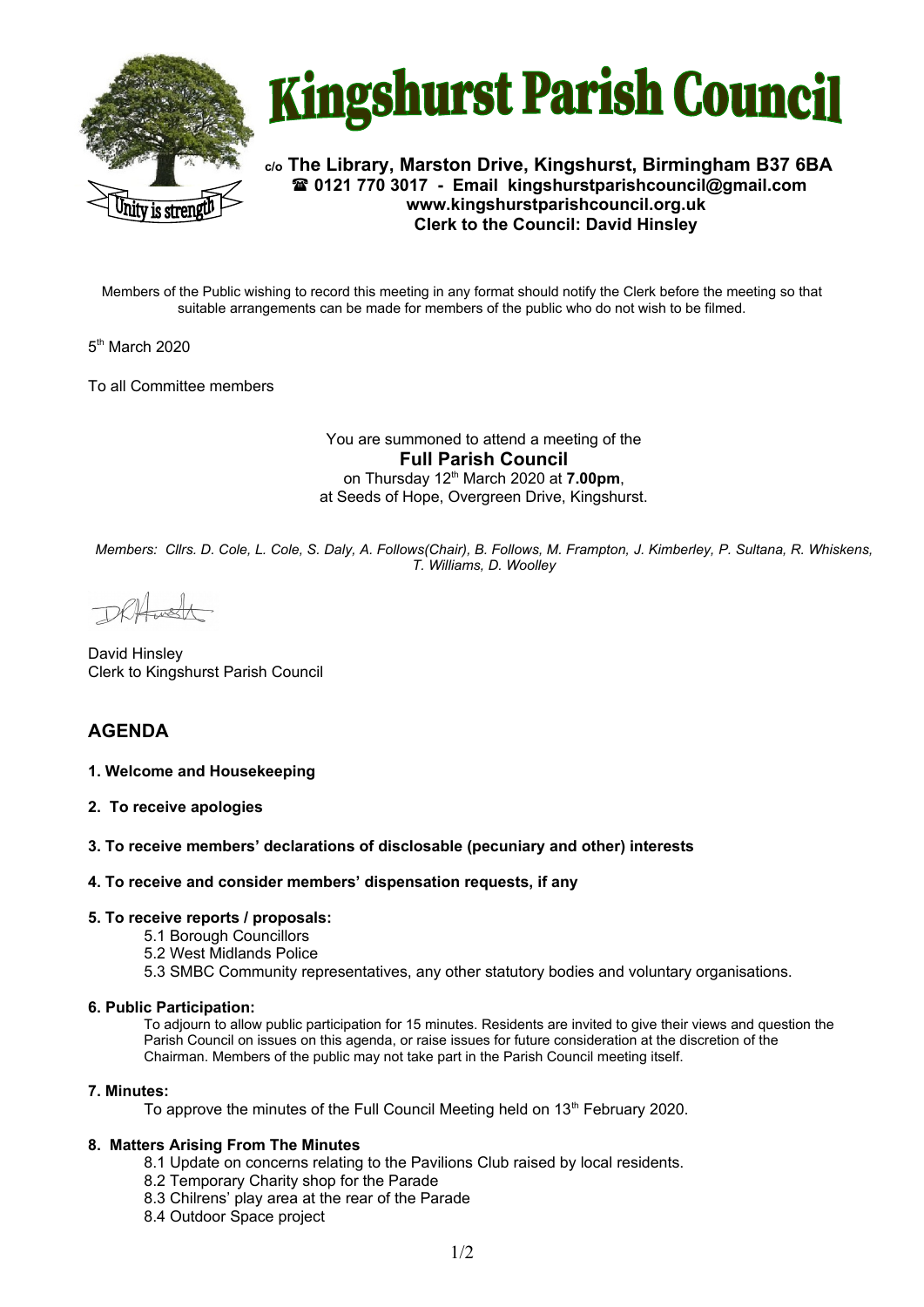# Kingshurst Parish Council

c/o **The Library, Marston Drive, Kingshurst, Birmingham B37 6BA**
**☎ 0121 770 3017 - Email kingshurstparishcouncil@gmail.com**
**www.kingshurstparishcouncil.org.uk**
**Clerk to the Council: David Hinsley**

Unity is strength

Members of the Public wishing to record this meeting in any format should notify the Clerk before the meeting so that suitable arrangements can be made for members of the public who do not wish to be filmed.

5th March 2020

To all Committee members

You are summoned to attend a meeting of the
**Full Parish Council**
on Thursday 12th March 2020 at **7.00pm**,
at Seeds of Hope, Overgreen Drive, Kingshurst.

*Members: Cllrs. D. Cole, L. Cole, S. Daly, A. Follows(Chair), B. Follows, M. Frampton, J. Kimberley, P. Sultana, R. Whiskens, T. Williams, D. Woolley*

David Hinsley
Clerk to Kingshurst Parish Council

## AGENDA

**1. Welcome and Housekeeping**

**2. To receive apologies**

**3. To receive members' declarations of disclosable (pecuniary and other) interests**

**4. To receive and consider members' dispensation requests, if any**

**5. To receive reports / proposals:**

- 5.1 Borough Councillors
- 5.2 West Midlands Police
- 5.3 SMBC Community representatives, any other statutory bodies and voluntary organisations.

**6. Public Participation:**

To adjourn to allow public participation for 15 minutes. Residents are invited to give their views and question the Parish Council on issues on this agenda, or raise issues for future consideration at the discretion of the Chairman. Members of the public may not take part in the Parish Council meeting itself.

**7. Minutes:**

To approve the minutes of the Full Council Meeting held on 13th February 2020.

**8. Matters Arising From The Minutes**

- 8.1 Update on concerns relating to the Pavilions Club raised by local residents.
- 8.2 Temporary Charity shop for the Parade
- 8.3 Chilrens' play area at the rear of the Parade
- 8.4 Outdoor Space project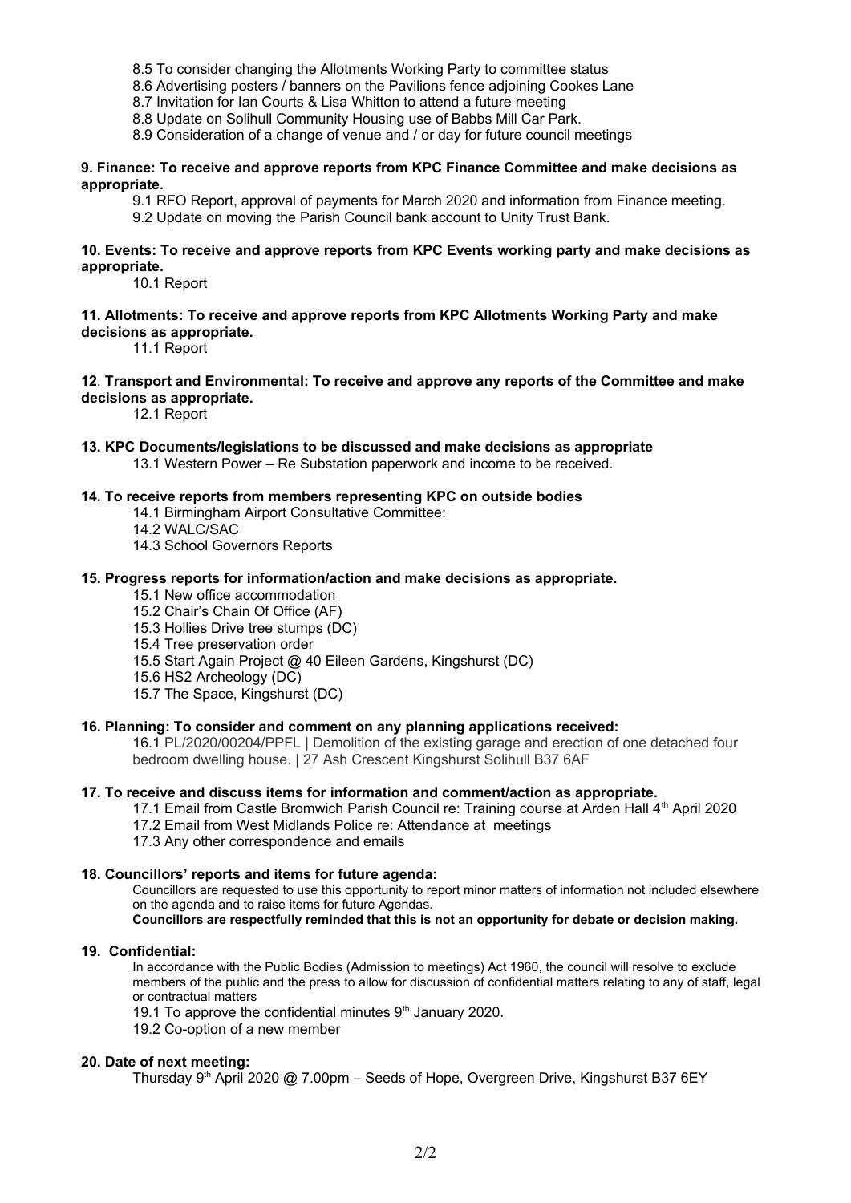8.5 To consider changing the Allotments Working Party to committee status
8.6 Advertising posters / banners on the Pavilions fence adjoining Cookes Lane
8.7 Invitation for Ian Courts & Lisa Whitton to attend a future meeting
8.8 Update on Solihull Community Housing use of Babbs Mill Car Park.
8.9 Consideration of a change of venue and / or day for future council meetings

**9. Finance: To receive and approve reports from KPC Finance Committee and make decisions as appropriate.**

9.1 RFO Report, approval of payments for March 2020 and information from Finance meeting.
9.2 Update on moving the Parish Council bank account to Unity Trust Bank.

**10. Events: To receive and approve reports from KPC Events working party and make decisions as appropriate.**

10.1 Report

**11. Allotments: To receive and approve reports from KPC Allotments Working Party and make decisions as appropriate.**

11.1 Report

**12. Transport and Environmental: To receive and approve any reports of the Committee and make decisions as appropriate.**

12.1 Report

**13. KPC Documents/legislations to be discussed and make decisions as appropriate**

13.1 Western Power – Re Substation paperwork and income to be received.

**14. To receive reports from members representing KPC on outside bodies**

14.1 Birmingham Airport Consultative Committee:
14.2 WALC/SAC
14.3 School Governors Reports

**15. Progress reports for information/action and make decisions as appropriate.**

15.1 New office accommodation
15.2 Chair's Chain Of Office (AF)
15.3 Hollies Drive tree stumps (DC)
15.4 Tree preservation order
15.5 Start Again Project @ 40 Eileen Gardens, Kingshurst (DC)
15.6 HS2 Archeology (DC)
15.7 The Space, Kingshurst (DC)

**16. Planning: To consider and comment on any planning applications received:**

16.1 PL/2020/00204/PPFL | Demolition of the existing garage and erection of one detached four bedroom dwelling house. | 27 Ash Crescent Kingshurst Solihull B37 6AF

**17. To receive and discuss items for information and comment/action as appropriate.**

17.1 Email from Castle Bromwich Parish Council re: Training course at Arden Hall 4th April 2020
17.2 Email from West Midlands Police re: Attendance at meetings
17.3 Any other correspondence and emails

**18. Councillors' reports and items for future agenda:**

Councillors are requested to use this opportunity to report minor matters of information not included elsewhere on the agenda and to raise items for future Agendas.
**Councillors are respectfully reminded that this is not an opportunity for debate or decision making.**

**19. Confidential:**

In accordance with the Public Bodies (Admission to meetings) Act 1960, the council will resolve to exclude members of the public and the press to allow for discussion of confidential matters relating to any of staff, legal or contractual matters

19.1 To approve the confidential minutes 9th January 2020.
19.2 Co-option of a new member

**20. Date of next meeting:**

Thursday 9th April 2020 @ 7.00pm – Seeds of Hope, Overgreen Drive, Kingshurst B37 6EY